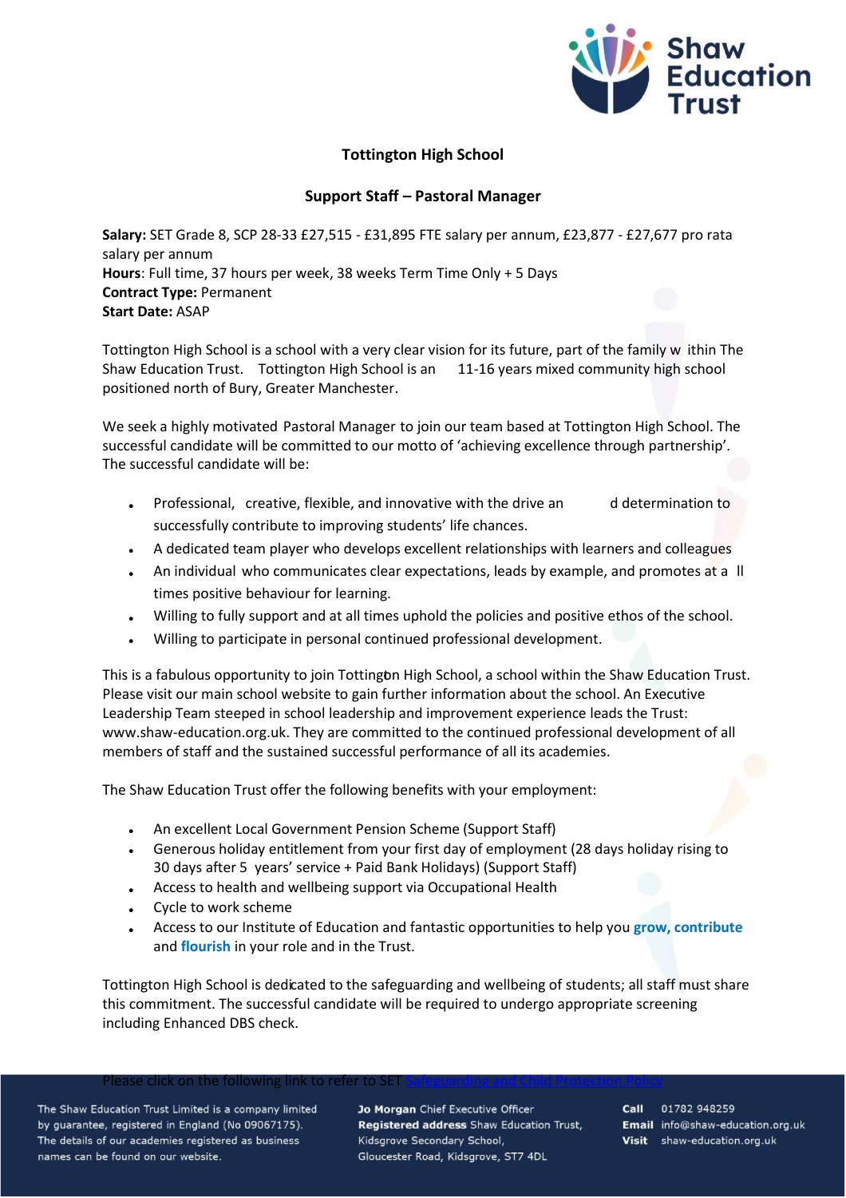**Tottington High School**

**Support Staff – Pastoral Manager**

**Salary:** SET Grade 8, SCP 28-33 £27,515 - £31,895 FTE salary per annum, £23,877 - £27,677 pro rata salary per annum
**Hours**: Full time, 37 hours per week, 38 weeks Term Time Only + 5 Days
**Contract Type:** Permanent
**Start Date:** ASAP

Tottington High School is a school with a very clear vision for its future, part of the family within The Shaw Education Trust. Tottington High School is an 11-16 years mixed community high school positioned north of Bury, Greater Manchester.

We seek a highly motivated Pastoral Manager to join our team based at Tottington High School. The successful candidate will be committed to our motto of 'achieving excellence through partnership'. The successful candidate will be:

- Professional, creative, flexible, and innovative with the drive and determination to successfully contribute to improving students' life chances.
- A dedicated team player who develops excellent relationships with learners and colleagues
- An individual who communicates clear expectations, leads by example, and promotes at all times positive behaviour for learning.
- Willing to fully support and at all times uphold the policies and positive ethos of the school.
- Willing to participate in personal continued professional development.

This is a fabulous opportunity to join Tottington High School, a school within the Shaw Education Trust. Please visit our main school website to gain further information about the school. An Executive Leadership Team steeped in school leadership and improvement experience leads the Trust: www.shaw-education.org.uk. They are committed to the continued professional development of all members of staff and the sustained successful performance of all its academies.

The Shaw Education Trust offer the following benefits with your employment:

- An excellent Local Government Pension Scheme (Support Staff)
- Generous holiday entitlement from your first day of employment (28 days holiday rising to 30 days after 5 years' service + Paid Bank Holidays) (Support Staff)
- Access to health and wellbeing support via Occupational Health
- Cycle to work scheme
- Access to our Institute of Education and fantastic opportunities to help you **grow, contribute** and **flourish** in your role and in the Trust.

Tottington High School is dedicated to the safeguarding and wellbeing of students; all staff must share this commitment. The successful candidate will be required to undergo appropriate screening including Enhanced DBS check.

Please click on the following link to refer to SET Safeguarding and Child Protection Policy

The Shaw Education Trust Limited is a company limited by guarantee, registered in England (No 09067175). The details of our academies registered as business names can be found on our website.

**Jo Morgan** Chief Executive Officer
**Registered address** Shaw Education Trust, Kidsgrove Secondary School, Gloucester Road, Kidsgrove, ST7 4DL

**Call** 01782 948259
**Email** info@shaw-education.org.uk
**Visit** shaw-education.org.uk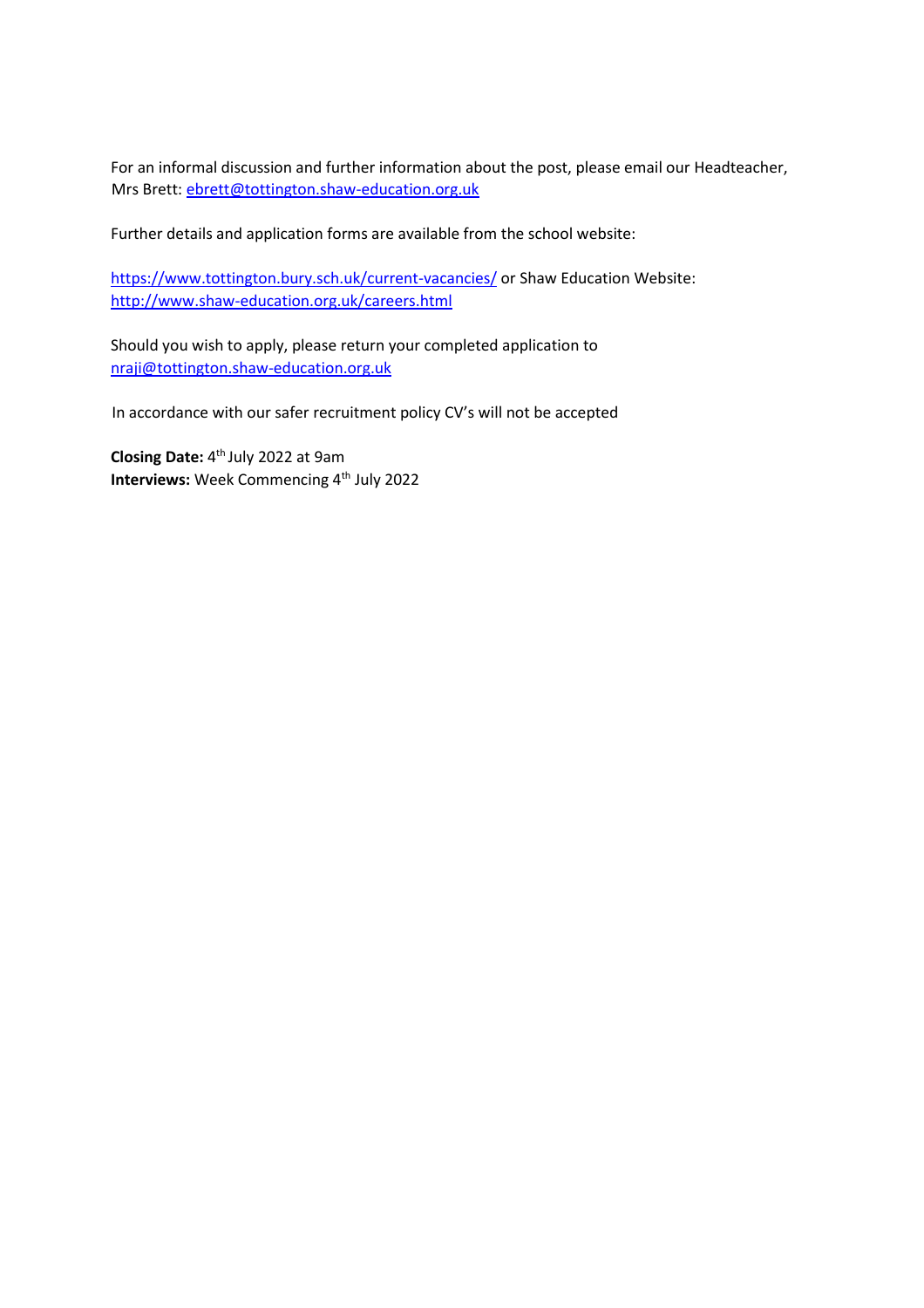For an informal discussion and further information about the post, please email our Headteacher, Mrs Brett: [ebrett@tottington.shaw-education.org.uk](mailto:ebrett@tottington.shaw-education.org.uk)

Further details and application forms are available from the school website:

[https://www.tottington.bury.sch.uk/current-vacancies/](https://www.tottington.bury.sch.uk/current-vacancies/) or Shaw Education Website: [http://www.shaw-education.org.uk/careers.html](http://www.shaw-education.org.uk/careers.html)

Should you wish to apply, please return your completed application to [nraji@tottington.shaw-education.org.uk](mailto:nraji@tottington.shaw-education.org.uk)

In accordance with our safer recruitment policy CV's will not be accepted

**Closing Date:** 4th July 2022 at 9am
**Interviews:** Week Commencing 4th July 2022